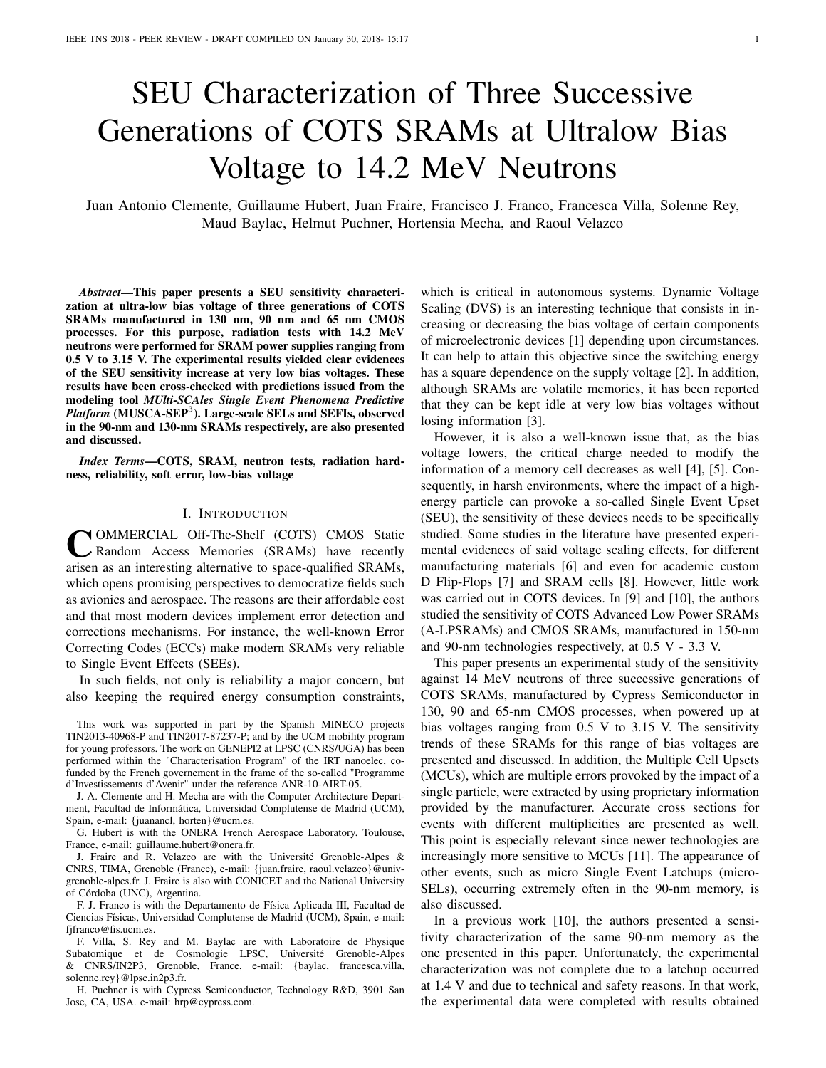# SEU Characterization of Three Successive Generations of COTS SRAMs at Ultralow Bias Voltage to 14.2 MeV Neutrons

Juan Antonio Clemente, Guillaume Hubert, Juan Fraire, Francisco J. Franco, Francesca Villa, Solenne Rey, Maud Baylac, Helmut Puchner, Hortensia Mecha, and Raoul Velazco

***Abstract*—This paper presents a SEU sensitivity characterization at ultra-low bias voltage of three generations of COTS SRAMs manufactured in 130 nm, 90 nm and 65 nm CMOS processes. For this purpose, radiation tests with 14.2 MeV neutrons were performed for SRAM power supplies ranging from 0.5 V to 3.15 V. The experimental results yielded clear evidences of the SEU sensitivity increase at very low bias voltages. These results have been cross-checked with predictions issued from the modeling tool *MUlti-SCAles Single Event Phenomena Predictive Platform* (MUSCA-SEP$^3$). Large-scale SELs and SEFIs, observed in the 90-nm and 130-nm SRAMs respectively, are also presented and discussed.**

***Index Terms*—COTS, SRAM, neutron tests, radiation hardness, reliability, soft error, low-bias voltage**

## I. Introduction

Commercial Off-The-Shelf (COTS) CMOS Static Random Access Memories (SRAMs) have recently arisen as an interesting alternative to space-qualified SRAMs, which opens promising perspectives to democratize fields such as avionics and aerospace. The reasons are their affordable cost and that most modern devices implement error detection and corrections mechanisms. For instance, the well-known Error Correcting Codes (ECCs) make modern SRAMs very reliable to Single Event Effects (SEEs).

In such fields, not only is reliability a major concern, but also keeping the required energy consumption constraints, which is critical in autonomous systems. Dynamic Voltage Scaling (DVS) is an interesting technique that consists in increasing or decreasing the bias voltage of certain components of microelectronic devices [1] depending upon circumstances. It can help to attain this objective since the switching energy has a square dependence on the supply voltage [2]. In addition, although SRAMs are volatile memories, it has been reported that they can be kept idle at very low bias voltages without losing information [3].

However, it is also a well-known issue that, as the bias voltage lowers, the critical charge needed to modify the information of a memory cell decreases as well [4], [5]. Consequently, in harsh environments, where the impact of a high-energy particle can provoke a so-called Single Event Upset (SEU), the sensitivity of these devices needs to be specifically studied. Some studies in the literature have presented experimental evidences of said voltage scaling effects, for different manufacturing materials [6] and even for academic custom D Flip-Flops [7] and SRAM cells [8]. However, little work was carried out in COTS devices. In [9] and [10], the authors studied the sensitivity of COTS Advanced Low Power SRAMs (A-LPSRAMs) and CMOS SRAMs, manufactured in 150-nm and 90-nm technologies respectively, at 0.5 V - 3.3 V.

This paper presents an experimental study of the sensitivity against 14 MeV neutrons of three successive generations of COTS SRAMs, manufactured by Cypress Semiconductor in 130, 90 and 65-nm CMOS processes, when powered up at bias voltages ranging from 0.5 V to 3.15 V. The sensitivity trends of these SRAMs for this range of bias voltages are presented and discussed. In addition, the Multiple Cell Upsets (MCUs), which are multiple errors provoked by the impact of a single particle, were extracted by using proprietary information provided by the manufacturer. Accurate cross sections for events with different multiplicities are presented as well. This point is especially relevant since newer technologies are increasingly more sensitive to MCUs [11]. The appearance of other events, such as micro Single Event Latchups (micro-SELs), occurring extremely often in the 90-nm memory, is also discussed.

In a previous work [10], the authors presented a sensitivity characterization of the same 90-nm memory as the one presented in this paper. Unfortunately, the experimental characterization was not complete due to a latchup occurred at 1.4 V and due to technical and safety reasons. In that work, the experimental data were completed with results obtained

---

This work was supported in part by the Spanish MINECO projects TIN2013-40968-P and TIN2017-87237-P; and by the UCM mobility program for young professors. The work on GENEPI2 at LPSC (CNRS/UGA) has been performed within the "Characterisation Program" of the IRT nanoelec, co-funded by the French governement in the frame of the so-called "Programme d'Investissements d'Avenir" under the reference ANR-10-AIRT-05.

J. A. Clemente and H. Mecha are with the Computer Architecture Department, Facultad de Informática, Universidad Complutense de Madrid (UCM), Spain, e-mail: {juanancl, horten}@ucm.es.

G. Hubert is with the ONERA French Aerospace Laboratory, Toulouse, France, e-mail: guillaume.hubert@onera.fr.

J. Fraire and R. Velazco are with the Université Grenoble-Alpes & CNRS, TIMA, Grenoble (France), e-mail: {juan.fraire, raoul.velazco}@univ-grenoble-alpes.fr. J. Fraire is also with CONICET and the National University of Córdoba (UNC), Argentina.

F. J. Franco is with the Departamento de Física Aplicada III, Facultad de Ciencias Físicas, Universidad Complutense de Madrid (UCM), Spain, e-mail: fjfranco@fis.ucm.es.

F. Villa, S. Rey and M. Baylac are with Laboratoire de Physique Subatomique et de Cosmologie LPSC, Université Grenoble-Alpes & CNRS/IN2P3, Grenoble, France, e-mail: {baylac, francesca.villa, solenne.rey}@lpsc.in2p3.fr.

H. Puchner is with Cypress Semiconductor, Technology R&D, 3901 San Jose, CA, USA. e-mail: hrp@cypress.com.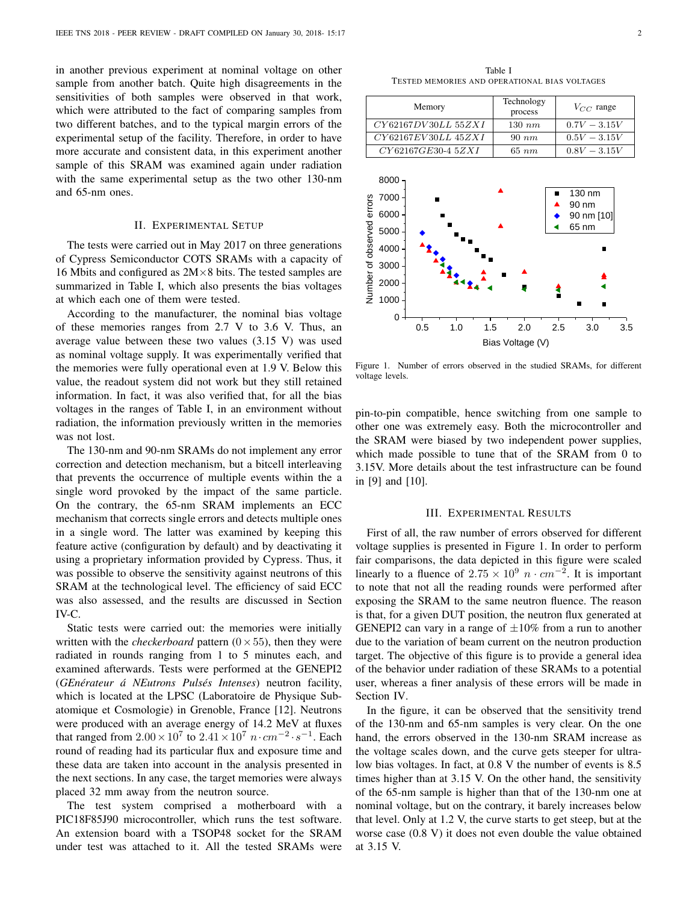in another previous experiment at nominal voltage on other sample from another batch. Quite high disagreements in the sensitivities of both samples were observed in that work, which were attributed to the fact of comparing samples from two different batches, and to the typical margin errors of the experimental setup of the facility. Therefore, in order to have more accurate and consistent data, in this experiment another sample of this SRAM was examined again under radiation with the same experimental setup as the two other 130-nm and 65-nm ones.

## II. Experimental Setup

The tests were carried out in May 2017 on three generations of Cypress Semiconductor COTS SRAMs with a capacity of 16 Mbits and configured as 2M×8 bits. The tested samples are summarized in Table I, which also presents the bias voltages at which each one of them were tested.

According to the manufacturer, the nominal bias voltage of these memories ranges from 2.7 V to 3.6 V. Thus, an average value between these two values (3.15 V) was used as nominal voltage supply. It was experimentally verified that the memories were fully operational even at 1.9 V. Below this value, the readout system did not work but they still retained information. In fact, it was also verified that, for all the bias voltages in the ranges of Table I, in an environment without radiation, the information previously written in the memories was not lost.

The 130-nm and 90-nm SRAMs do not implement any error correction and detection mechanism, but a bitcell interleaving that prevents the occurrence of multiple events within the a single word provoked by the impact of the same particle. On the contrary, the 65-nm SRAM implements an ECC mechanism that corrects single errors and detects multiple ones in a single word. The latter was examined by keeping this feature active (configuration by default) and by deactivating it using a proprietary information provided by Cypress. Thus, it was possible to observe the sensitivity against neutrons of this SRAM at the technological level. The efficiency of said ECC was also assessed, and the results are discussed in Section IV-C.

Static tests were carried out: the memories were initially written with the *checkerboard* pattern ($0 \times 55$), then they were radiated in rounds ranging from 1 to 5 minutes each, and examined afterwards. Tests were performed at the GENEPI2 (*GEnérateur á NEutrons Pulsés Intenses*) neutron facility, which is located at the LPSC (Laboratoire de Physique Subatomique et Cosmologie) in Grenoble, France [12]. Neutrons were produced with an average energy of 14.2 MeV at fluxes that ranged from $2.00 \times 10^7$ to $2.41 \times 10^7$ $n \cdot cm^{-2} \cdot s^{-1}$. Each round of reading had its particular flux and exposure time and these data are taken into account in the analysis presented in the next sections. In any case, the target memories were always placed 32 mm away from the neutron source.

The test system comprised a motherboard with a PIC18F85J90 microcontroller, which runs the test software. An extension board with a TSOP48 socket for the SRAM under test was attached to it. All the tested SRAMs were pin-to-pin compatible, hence switching from one sample to other one was extremely easy. Both the microcontroller and the SRAM were biased by two independent power supplies, which made possible to tune that of the SRAM from 0 to 3.15V. More details about the test infrastructure can be found in [9] and [10].

Table I
Tested memories and operational bias voltages

| Memory | Technology process | $V_{CC}$ range |
|---|---|---|
| $CY62167DV30LL\ 55ZXI$ | $130\ nm$ | $0.7V - 3.15V$ |
| $CY62167EV30LL\ 45ZXI$ | $90\ nm$ | $0.5V - 3.15V$ |
| $CY62167GE30\text{-}4\ 5ZXI$ | $65\ nm$ | $0.8V - 3.15V$ |

Figure 1. Number of errors observed in the studied SRAMs, for different voltage levels.

## III. Experimental Results

First of all, the raw number of errors observed for different voltage supplies is presented in Figure 1. In order to perform fair comparisons, the data depicted in this figure were scaled linearly to a fluence of $2.75 \times 10^9$ $n \cdot cm^{-2}$. It is important to note that not all the reading rounds were performed after exposing the SRAM to the same neutron fluence. The reason is that, for a given DUT position, the neutron flux generated at GENEPI2 can vary in a range of $\pm 10\%$ from a run to another due to the variation of beam current on the neutron production target. The objective of this figure is to provide a general idea of the behavior under radiation of these SRAMs to a potential user, whereas a finer analysis of these errors will be made in Section IV.

In the figure, it can be observed that the sensitivity trend of the 130-nm and 65-nm samples is very clear. On the one hand, the errors observed in the 130-nm SRAM increase as the voltage scales down, and the curve gets steeper for ultra-low bias voltages. In fact, at 0.8 V the number of events is 8.5 times higher than at 3.15 V. On the other hand, the sensitivity of the 65-nm sample is higher than that of the 130-nm one at nominal voltage, but on the contrary, it barely increases below that level. Only at 1.2 V, the curve starts to get steep, but at the worse case (0.8 V) it does not even double the value obtained at 3.15 V.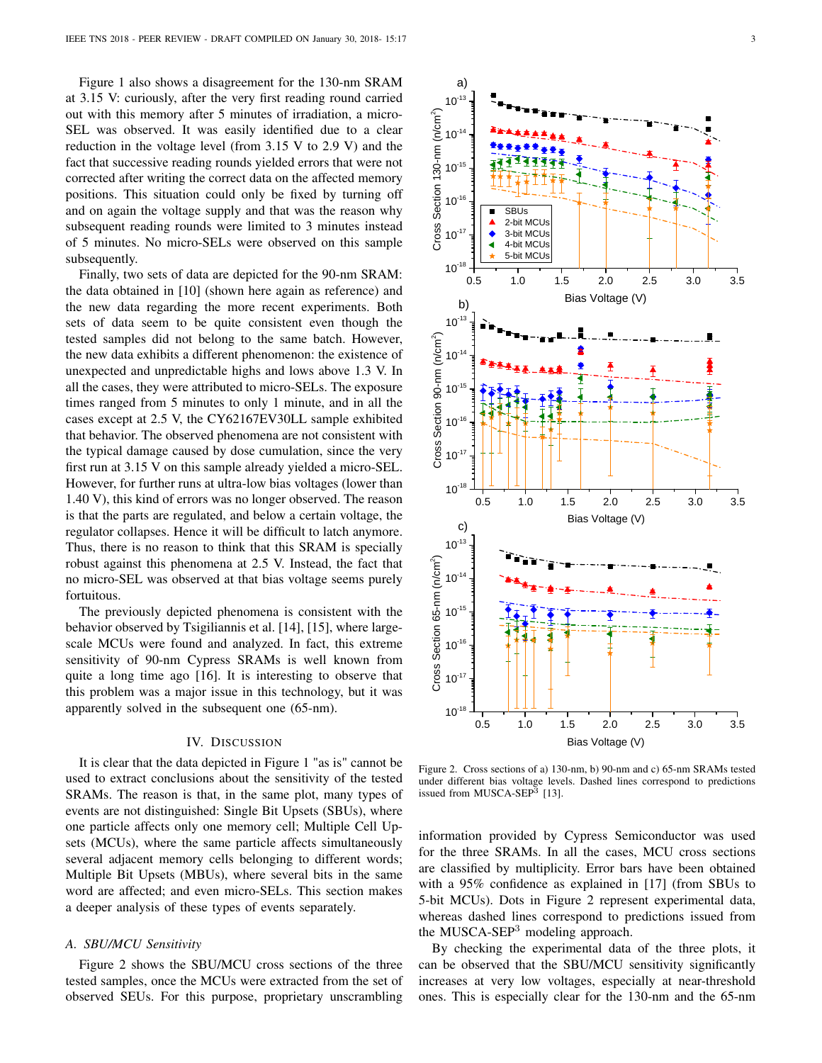Figure 1 also shows a disagreement for the 130-nm SRAM at 3.15 V: curiously, after the very first reading round carried out with this memory after 5 minutes of irradiation, a micro-SEL was observed. It was easily identified due to a clear reduction in the voltage level (from 3.15 V to 2.9 V) and the fact that successive reading rounds yielded errors that were not corrected after writing the correct data on the affected memory positions. This situation could only be fixed by turning off and on again the voltage supply and that was the reason why subsequent reading rounds were limited to 3 minutes instead of 5 minutes. No micro-SELs were observed on this sample subsequently.

Finally, two sets of data are depicted for the 90-nm SRAM: the data obtained in [10] (shown here again as reference) and the new data regarding the more recent experiments. Both sets of data seem to be quite consistent even though the tested samples did not belong to the same batch. However, the new data exhibits a different phenomenon: the existence of unexpected and unpredictable highs and lows above 1.3 V. In all the cases, they were attributed to micro-SELs. The exposure times ranged from 5 minutes to only 1 minute, and in all the cases except at 2.5 V, the CY62167EV30LL sample exhibited that behavior. The observed phenomena are not consistent with the typical damage caused by dose cumulation, since the very first run at 3.15 V on this sample already yielded a micro-SEL. However, for further runs at ultra-low bias voltages (lower than 1.40 V), this kind of errors was no longer observed. The reason is that the parts are regulated, and below a certain voltage, the regulator collapses. Hence it will be difficult to latch anymore. Thus, there is no reason to think that this SRAM is specially robust against this phenomena at 2.5 V. Instead, the fact that no micro-SEL was observed at that bias voltage seems purely fortuitous.

The previously depicted phenomena is consistent with the behavior observed by Tsigiliannis et al. [14], [15], where large-scale MCUs were found and analyzed. In fact, this extreme sensitivity of 90-nm Cypress SRAMs is well known from quite a long time ago [16]. It is interesting to observe that this problem was a major issue in this technology, but it was apparently solved in the subsequent one (65-nm).

## IV. Discussion

It is clear that the data depicted in Figure 1 "as is" cannot be used to extract conclusions about the sensitivity of the tested SRAMs. The reason is that, in the same plot, many types of events are not distinguished: Single Bit Upsets (SBUs), where one particle affects only one memory cell; Multiple Cell Upsets (MCUs), where the same particle affects simultaneously several adjacent memory cells belonging to different words; Multiple Bit Upsets (MBUs), where several bits in the same word are affected; and even micro-SELs. This section makes a deeper analysis of these types of events separately.

### A. SBU/MCU Sensitivity

Figure 2 shows the SBU/MCU cross sections of the three tested samples, once the MCUs were extracted from the set of observed SEUs. For this purpose, proprietary unscrambling information provided by Cypress Semiconductor was used for the three SRAMs. In all the cases, MCU cross sections are classified by multiplicity. Error bars have been obtained with a 95% confidence as explained in [17] (from SBUs to 5-bit MCUs). Dots in Figure 2 represent experimental data, whereas dashed lines correspond to predictions issued from the MUSCA-SEP[3] modeling approach.

Figure 2. Cross sections of a) 130-nm, b) 90-nm and c) 65-nm SRAMs tested under different bias voltage levels. Dashed lines correspond to predictions issued from MUSCA-SEP[3] [13].

By checking the experimental data of the three plots, it can be observed that the SBU/MCU sensitivity significantly increases at very low voltages, especially at near-threshold ones. This is especially clear for the 130-nm and the 65-nm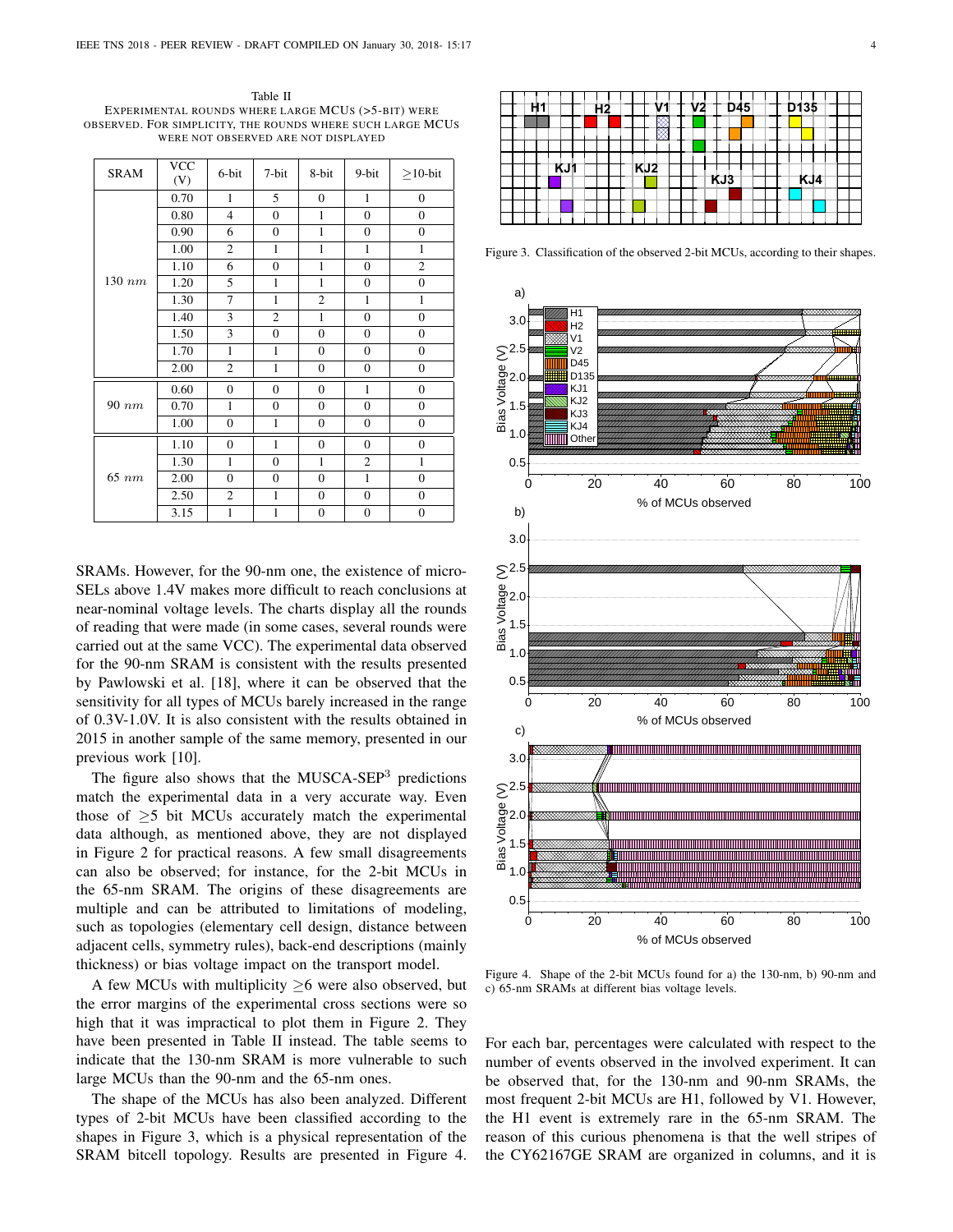Table II
EXPERIMENTAL ROUNDS WHERE LARGE MCUS (>5-BIT) WERE OBSERVED. FOR SIMPLICITY, THE ROUNDS WHERE SUCH LARGE MCUS WERE NOT OBSERVED ARE NOT DISPLAYED

| SRAM | VCC (V) | 6-bit | 7-bit | 8-bit | 9-bit | ≥10-bit |
|---|---|---|---|---|---|---|
| 130 $nm$ | 0.70 | 1 | 5 | 0 | 1 | 0 |
| | 0.80 | 4 | 0 | 1 | 0 | 0 |
| | 0.90 | 6 | 0 | 1 | 0 | 0 |
| | 1.00 | 2 | 1 | 1 | 1 | 1 |
| | 1.10 | 6 | 0 | 1 | 0 | 2 |
| | 1.20 | 5 | 1 | 1 | 0 | 0 |
| | 1.30 | 7 | 1 | 2 | 1 | 1 |
| | 1.40 | 3 | 2 | 1 | 0 | 0 |
| | 1.50 | 3 | 0 | 0 | 0 | 0 |
| | 1.70 | 1 | 1 | 0 | 0 | 0 |
| | 2.00 | 2 | 1 | 0 | 0 | 0 |
| 90 $nm$ | 0.60 | 0 | 0 | 0 | 1 | 0 |
| | 0.70 | 1 | 0 | 0 | 0 | 0 |
| | 1.00 | 0 | 1 | 0 | 0 | 0 |
| 65 $nm$ | 1.10 | 0 | 1 | 0 | 0 | 0 |
| | 1.30 | 1 | 0 | 1 | 2 | 1 |
| | 2.00 | 0 | 0 | 0 | 1 | 0 |
| | 2.50 | 2 | 1 | 0 | 0 | 0 |
| | 3.15 | 1 | 1 | 0 | 0 | 0 |

SRAMs. However, for the 90-nm one, the existence of micro-SELs above 1.4V makes more difficult to reach conclusions at near-nominal voltage levels. The charts display all the rounds of reading that were made (in some cases, several rounds were carried out at the same VCC). The experimental data observed for the 90-nm SRAM is consistent with the results presented by Pawlowski et al. [18], where it can be observed that the sensitivity for all types of MCUs barely increased in the range of 0.3V-1.0V. It is also consistent with the results obtained in 2015 in another sample of the same memory, presented in our previous work [10].

The figure also shows that the MUSCA-SEP[3] predictions match the experimental data in a very accurate way. Even those of ≥5 bit MCUs accurately match the experimental data although, as mentioned above, they are not displayed in Figure 2 for practical reasons. A few small disagreements can also be observed; for instance, for the 2-bit MCUs in the 65-nm SRAM. The origins of these disagreements are multiple and can be attributed to limitations of modeling, such as topologies (elementary cell design, distance between adjacent cells, symmetry rules), back-end descriptions (mainly thickness) or bias voltage impact on the transport model.

A few MCUs with multiplicity ≥6 were also observed, but the error margins of the experimental cross sections were so high that it was impractical to plot them in Figure 2. They have been presented in Table II instead. The table seems to indicate that the 130-nm SRAM is more vulnerable to such large MCUs than the 90-nm and the 65-nm ones.

The shape of the MCUs has also been analyzed. Different types of 2-bit MCUs have been classified according to the shapes in Figure 3, which is a physical representation of the SRAM bitcell topology. Results are presented in Figure 4.

Figure 3. Classification of the observed 2-bit MCUs, according to their shapes.

Figure 4. Shape of the 2-bit MCUs found for a) the 130-nm, b) 90-nm and c) 65-nm SRAMs at different bias voltage levels.

For each bar, percentages were calculated with respect to the number of events observed in the involved experiment. It can be observed that, for the 130-nm and 90-nm SRAMs, the most frequent 2-bit MCUs are H1, followed by V1. However, the H1 event is extremely rare in the 65-nm SRAM. The reason of this curious phenomena is that the well stripes of the CY62167GE SRAM are organized in columns, and it is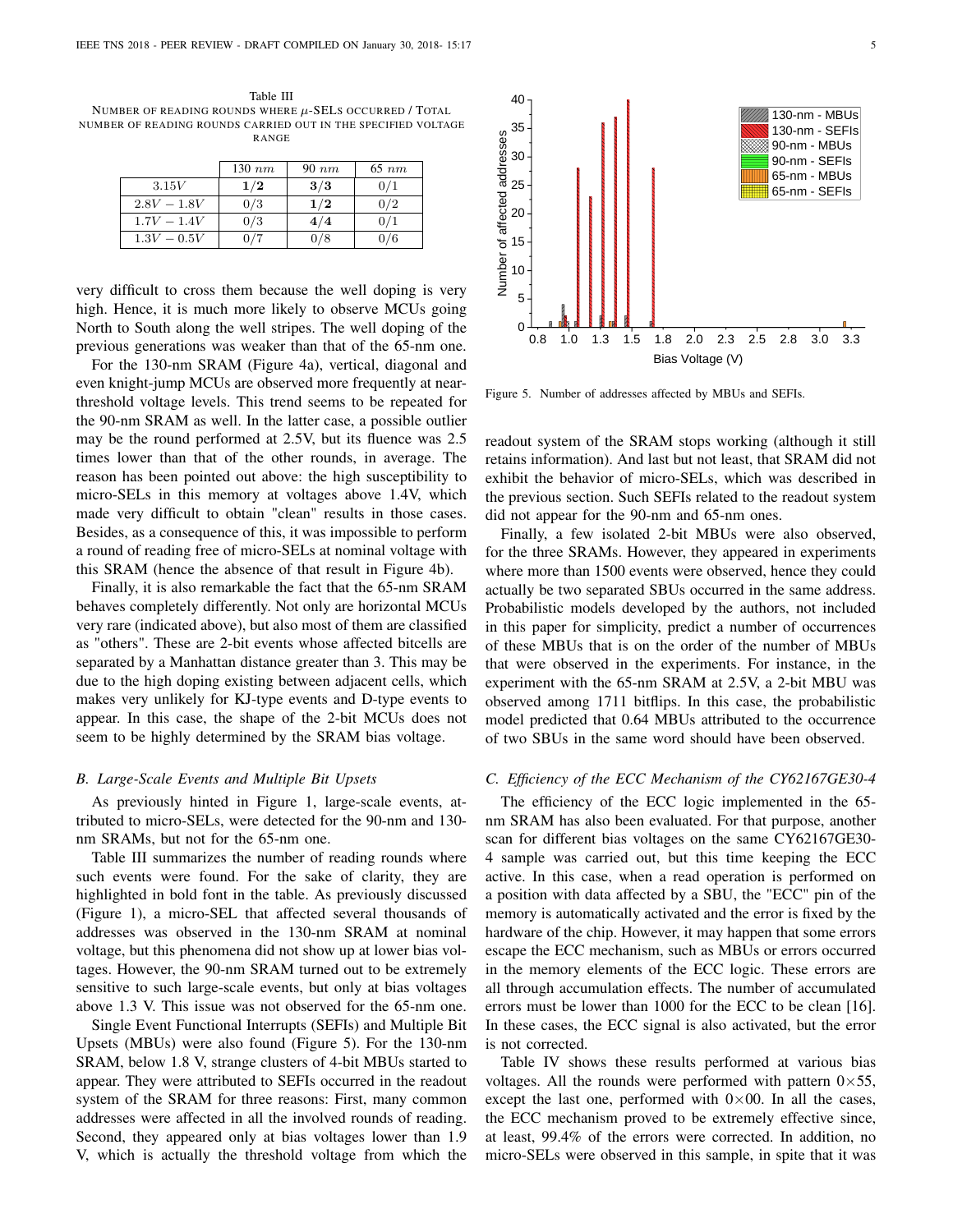Table III
NUMBER OF READING ROUNDS WHERE $\mu$-SELS OCCURRED / TOTAL NUMBER OF READING ROUNDS CARRIED OUT IN THE SPECIFIED VOLTAGE RANGE

| | 130 $nm$ | 90 $nm$ | 65 $nm$ |
|---|---|---|---|
| $3.15V$ | **$1/2$** | **$3/3$** | $0/1$ |
| $2.8V - 1.8V$ | $0/3$ | **$1/2$** | $0/2$ |
| $1.7V - 1.4V$ | $0/3$ | **$4/4$** | $0/1$ |
| $1.3V - 0.5V$ | $0/7$ | $0/8$ | $0/6$ |

very difficult to cross them because the well doping is very high. Hence, it is much more likely to observe MCUs going North to South along the well stripes. The well doping of the previous generations was weaker than that of the 65-nm one.

For the 130-nm SRAM (Figure 4a), vertical, diagonal and even knight-jump MCUs are observed more frequently at near-threshold voltage levels. This trend seems to be repeated for the 90-nm SRAM as well. In the latter case, a possible outlier may be the round performed at 2.5V, but its fluence was 2.5 times lower than that of the other rounds, in average. The reason has been pointed out above: the high susceptibility to micro-SELs in this memory at voltages above 1.4V, which made very difficult to obtain "clean" results in those cases. Besides, as a consequence of this, it was impossible to perform a round of reading free of micro-SELs at nominal voltage with this SRAM (hence the absence of that result in Figure 4b).

Finally, it is also remarkable the fact that the 65-nm SRAM behaves completely differently. Not only are horizontal MCUs very rare (indicated above), but also most of them are classified as "others". These are 2-bit events whose affected bitcells are separated by a Manhattan distance greater than 3. This may be due to the high doping existing between adjacent cells, which makes very unlikely for KJ-type events and D-type events to appear. In this case, the shape of the 2-bit MCUs does not seem to be highly determined by the SRAM bias voltage.

### *B. Large-Scale Events and Multiple Bit Upsets*

As previously hinted in Figure 1, large-scale events, attributed to micro-SELs, were detected for the 90-nm and 130-nm SRAMs, but not for the 65-nm one.

Table III summarizes the number of reading rounds where such events were found. For the sake of clarity, they are highlighted in bold font in the table. As previously discussed (Figure 1), a micro-SEL that affected several thousands of addresses was observed in the 130-nm SRAM at nominal voltage, but this phenomena did not show up at lower bias voltages. However, the 90-nm SRAM turned out to be extremely sensitive to such large-scale events, but only at bias voltages above 1.3 V. This issue was not observed for the 65-nm one.

Single Event Functional Interrupts (SEFIs) and Multiple Bit Upsets (MBUs) were also found (Figure 5). For the 130-nm SRAM, below 1.8 V, strange clusters of 4-bit MBUs started to appear. They were attributed to SEFIs occurred in the readout system of the SRAM for three reasons: First, many common addresses were affected in all the involved rounds of reading. Second, they appeared only at bias voltages lower than 1.9 V, which is actually the threshold voltage from which the readout system of the SRAM stops working (although it still retains information). And last but not least, that SRAM did not exhibit the behavior of micro-SELs, which was described in the previous section. Such SEFIs related to the readout system did not appear for the 90-nm and 65-nm ones.

Figure 5. Number of addresses affected by MBUs and SEFIs.

Finally, a few isolated 2-bit MBUs were also observed, for the three SRAMs. However, they appeared in experiments where more than 1500 events were observed, hence they could actually be two separated SBUs occurred in the same address. Probabilistic models developed by the authors, not included in this paper for simplicity, predict a number of occurrences of these MBUs that is on the order of the number of MBUs that were observed in the experiments. For instance, in the experiment with the 65-nm SRAM at 2.5V, a 2-bit MBU was observed among 1711 bitflips. In this case, the probabilistic model predicted that 0.64 MBUs attributed to the occurrence of two SBUs in the same word should have been observed.

### *C. Efficiency of the ECC Mechanism of the CY62167GE30-4*

The efficiency of the ECC logic implemented in the 65-nm SRAM has also been evaluated. For that purpose, another scan for different bias voltages on the same CY62167GE30-4 sample was carried out, but this time keeping the ECC active. In this case, when a read operation is performed on a position with data affected by a SBU, the "ECC" pin of the memory is automatically activated and the error is fixed by the hardware of the chip. However, it may happen that some errors escape the ECC mechanism, such as MBUs or errors occurred in the memory elements of the ECC logic. These errors are all through accumulation effects. The number of accumulated errors must be lower than 1000 for the ECC to be clean [16]. In these cases, the ECC signal is also activated, but the error is not corrected.

Table IV shows these results performed at various bias voltages. All the rounds were performed with pattern $0{\times}55$, except the last one, performed with $0{\times}00$. In all the cases, the ECC mechanism proved to be extremely effective since, at least, 99.4% of the errors were corrected. In addition, no micro-SELs were observed in this sample, in spite that it was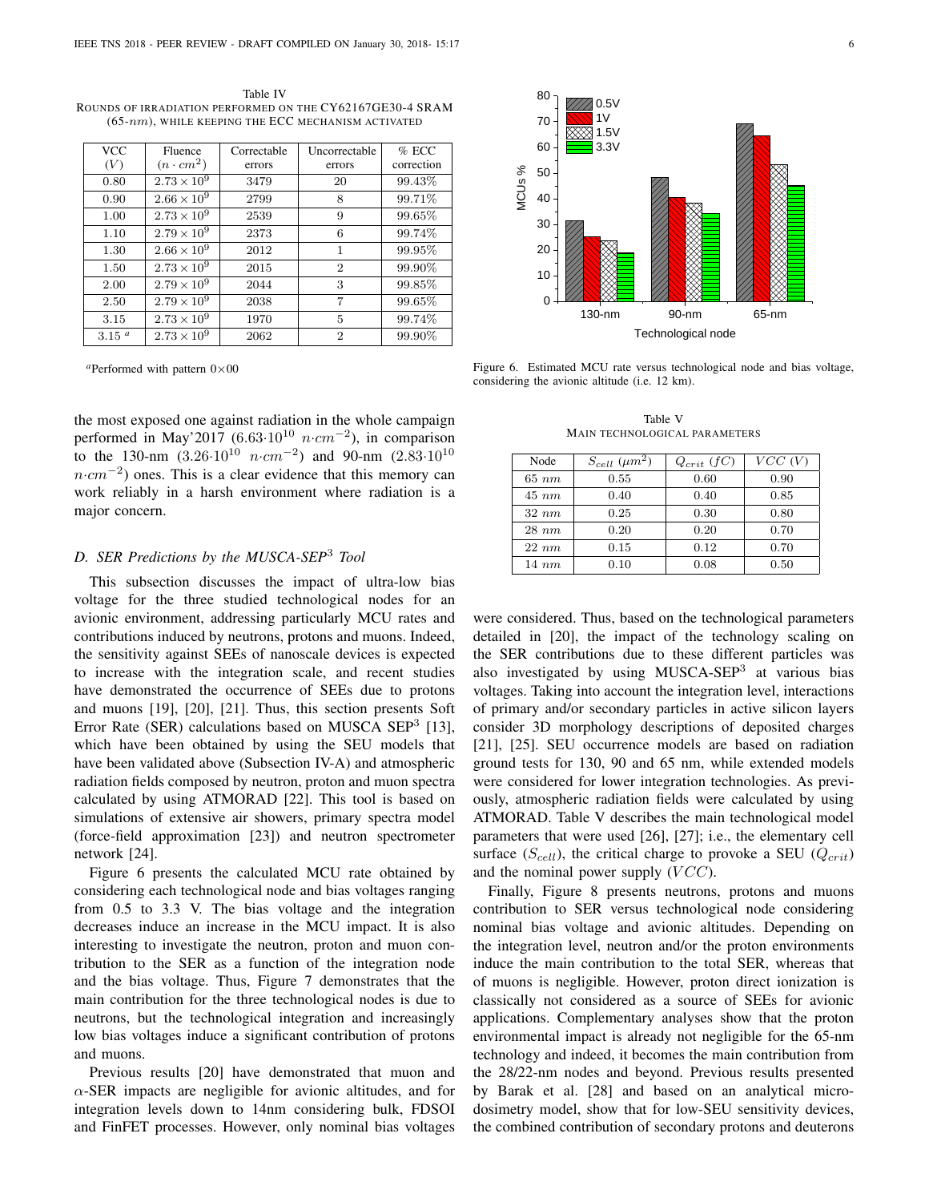Table IV
ROUNDS OF IRRADIATION PERFORMED ON THE CY62167GE30-4 SRAM (65-$nm$), WHILE KEEPING THE ECC MECHANISM ACTIVATED

| VCC $(V)$ | Fluence $(n \cdot cm^2)$ | Correctable errors | Uncorrectable errors | % ECC correction |
|---|---|---|---|---|
| 0.80 | $2.73 \times 10^9$ | 3479 | 20 | 99.43% |
| 0.90 | $2.66 \times 10^9$ | 2799 | 8 | 99.71% |
| 1.00 | $2.73 \times 10^9$ | 2539 | 9 | 99.65% |
| 1.10 | $2.79 \times 10^9$ | 2373 | 6 | 99.74% |
| 1.30 | $2.66 \times 10^9$ | 2012 | 1 | 99.95% |
| 1.50 | $2.73 \times 10^9$ | 2015 | 2 | 99.90% |
| 2.00 | $2.79 \times 10^9$ | 2044 | 3 | 99.85% |
| 2.50 | $2.79 \times 10^9$ | 2038 | 7 | 99.65% |
| 3.15 | $2.73 \times 10^9$ | 1970 | 5 | 99.74% |
| 3.15 [a] | $2.73 \times 10^9$ | 2062 | 2 | 99.90% |

[a] Performed with pattern 0×00

the most exposed one against radiation in the whole campaign performed in May'2017 ($6.63 \cdot 10^{10}$ $n \cdot cm^{-2}$), in comparison to the 130-nm ($3.26 \cdot 10^{10}$ $n \cdot cm^{-2}$) and 90-nm ($2.83 \cdot 10^{10}$ $n \cdot cm^{-2}$) ones. This is a clear evidence that this memory can work reliably in a harsh environment where radiation is a major concern.

### D. SER Predictions by the MUSCA-SEP[3] Tool

This subsection discusses the impact of ultra-low bias voltage for the three studied technological nodes for an avionic environment, addressing particularly MCU rates and contributions induced by neutrons, protons and muons. Indeed, the sensitivity against SEEs of nanoscale devices is expected to increase with the integration scale, and recent studies have demonstrated the occurrence of SEEs due to protons and muons [19], [20], [21]. Thus, this section presents Soft Error Rate (SER) calculations based on MUSCA SEP[3] [13], which have been obtained by using the SEU models that have been validated above (Subsection IV-A) and atmospheric radiation fields composed by neutron, proton and muon spectra calculated by using ATMORAD [22]. This tool is based on simulations of extensive air showers, primary spectra model (force-field approximation [23]) and neutron spectrometer network [24].

Figure 6 presents the calculated MCU rate obtained by considering each technological node and bias voltages ranging from 0.5 to 3.3 V. The bias voltage and the integration decreases induce an increase in the MCU impact. It is also interesting to investigate the neutron, proton and muon contribution to the SER as a function of the integration node and the bias voltage. Thus, Figure 7 demonstrates that the main contribution for the three technological nodes is due to neutrons, but the technological integration and increasingly low bias voltages induce a significant contribution of protons and muons.

Previous results [20] have demonstrated that muon and $\alpha$-SER impacts are negligible for avionic altitudes, and for integration levels down to 14nm considering bulk, FDSOI and FinFET processes. However, only nominal bias voltages were considered. Thus, based on the technological parameters detailed in [20], the impact of the technology scaling on the SER contributions due to these different particles was also investigated by using MUSCA-SEP[3] at various bias voltages. Taking into account the integration level, interactions of primary and/or secondary particles in active silicon layers consider 3D morphology descriptions of deposited charges [21], [25]. SEU occurrence models are based on radiation ground tests for 130, 90 and 65 nm, while extended models were considered for lower integration technologies. As previously, atmospheric radiation fields were calculated by using ATMORAD. Table V describes the main technological model parameters that were used [26], [27]; i.e., the elementary cell surface ($S_{cell}$), the critical charge to provoke a SEU ($Q_{crit}$) and the nominal power supply ($VCC$).

Figure 6. Estimated MCU rate versus technological node and bias voltage, considering the avionic altitude (i.e. 12 km).

Table V
MAIN TECHNOLOGICAL PARAMETERS

| Node | $S_{cell}$ $(\mu m^2)$ | $Q_{crit}$ $(fC)$ | $VCC$ $(V)$ |
|---|---|---|---|
| 65 $nm$ | 0.55 | 0.60 | 0.90 |
| 45 $nm$ | 0.40 | 0.40 | 0.85 |
| 32 $nm$ | 0.25 | 0.30 | 0.80 |
| 28 $nm$ | 0.20 | 0.20 | 0.70 |
| 22 $nm$ | 0.15 | 0.12 | 0.70 |
| 14 $nm$ | 0.10 | 0.08 | 0.50 |

Finally, Figure 8 presents neutrons, protons and muons contribution to SER versus technological node considering nominal bias voltage and avionic altitudes. Depending on the integration level, neutron and/or the proton environments induce the main contribution to the total SER, whereas that of muons is negligible. However, proton direct ionization is classically not considered as a source of SEEs for avionic applications. Complementary analyses show that the proton environmental impact is already not negligible for the 65-nm technology and indeed, it becomes the main contribution from the 28/22-nm nodes and beyond. Previous results presented by Barak et al. [28] and based on an analytical micro-dosimetry model, show that for low-SEU sensitivity devices, the combined contribution of secondary protons and deuterons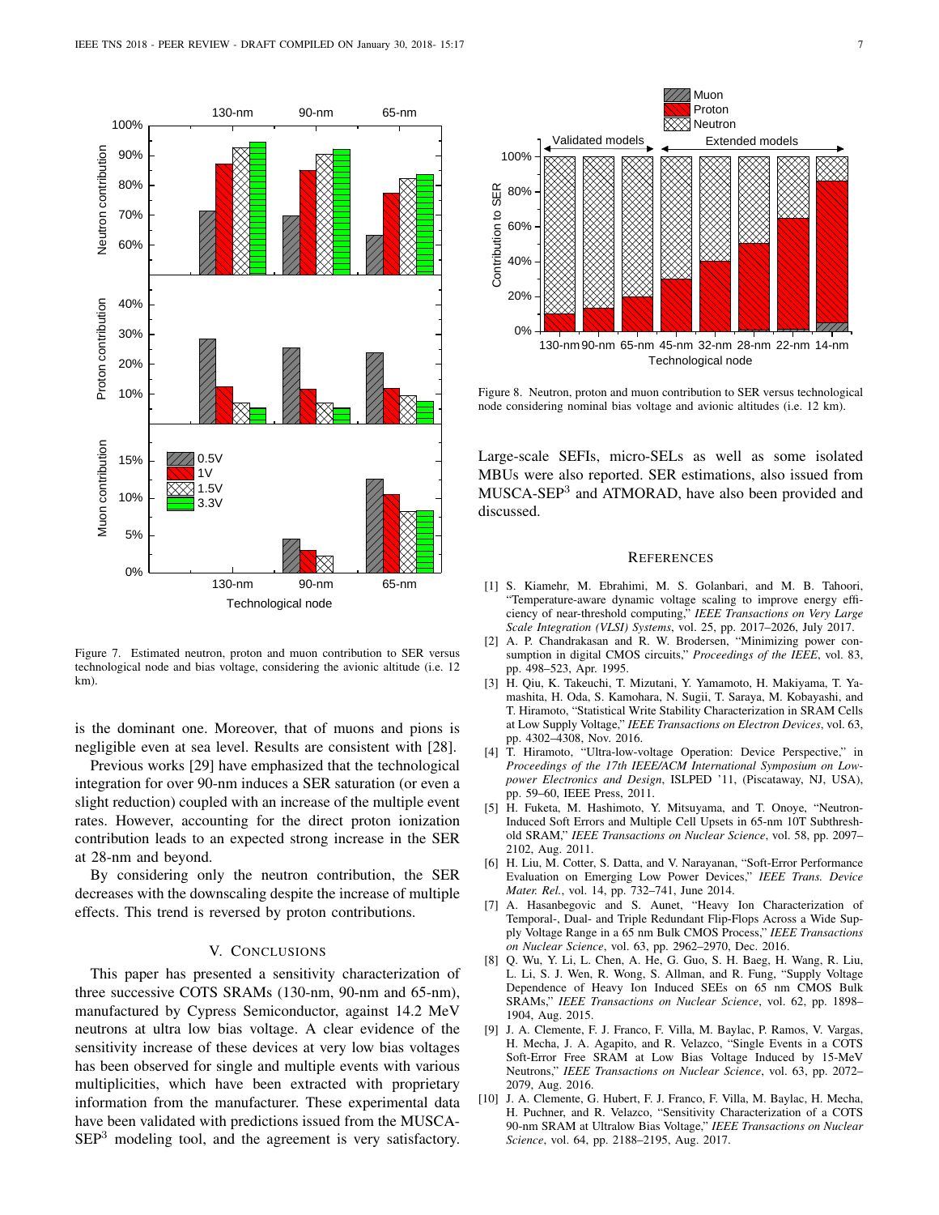Figure 7. Estimated neutron, proton and muon contribution to SER versus technological node and bias voltage, considering the avionic altitude (i.e. 12 km).

Figure 8. Neutron, proton and muon contribution to SER versus technological node considering nominal bias voltage and avionic altitudes (i.e. 12 km).

is the dominant one. Moreover, that of muons and pions is negligible even at sea level. Results are consistent with [28].

Previous works [29] have emphasized that the technological integration for over 90-nm induces a SER saturation (or even a slight reduction) coupled with an increase of the multiple event rates. However, accounting for the direct proton ionization contribution leads to an expected strong increase in the SER at 28-nm and beyond.

By considering only the neutron contribution, the SER decreases with the downscaling despite the increase of multiple effects. This trend is reversed by proton contributions.

## V. Conclusions

This paper has presented a sensitivity characterization of three successive COTS SRAMs (130-nm, 90-nm and 65-nm), manufactured by Cypress Semiconductor, against 14.2 MeV neutrons at ultra low bias voltage. A clear evidence of the sensitivity increase of these devices at very low bias voltages has been observed for single and multiple events with various multiplicities, which have been extracted with proprietary information from the manufacturer. These experimental data have been validated with predictions issued from the MUSCA-SEP[3] modeling tool, and the agreement is very satisfactory. Large-scale SEFIs, micro-SELs as well as some isolated MBUs were also reported. SER estimations, also issued from MUSCA-SEP[3] and ATMORAD, have also been provided and discussed.

## References

[1] S. Kiamehr, M. Ebrahimi, M. S. Golanbari, and M. B. Tahoori, "Temperature-aware dynamic voltage scaling to improve energy efficiency of near-threshold computing," *IEEE Transactions on Very Large Scale Integration (VLSI) Systems*, vol. 25, pp. 2017–2026, July 2017.

[2] A. P. Chandrakasan and R. W. Brodersen, "Minimizing power consumption in digital CMOS circuits," *Proceedings of the IEEE*, vol. 83, pp. 498–523, Apr. 1995.

[3] H. Qiu, K. Takeuchi, T. Mizutani, Y. Yamamoto, H. Makiyama, T. Yamashita, H. Oda, S. Kamohara, N. Sugii, T. Saraya, M. Kobayashi, and T. Hiramoto, "Statistical Write Stability Characterization in SRAM Cells at Low Supply Voltage," *IEEE Transactions on Electron Devices*, vol. 63, pp. 4302–4308, Nov. 2016.

[4] T. Hiramoto, "Ultra-low-voltage Operation: Device Perspective," in *Proceedings of the 17th IEEE/ACM International Symposium on Low-power Electronics and Design*, ISLPED '11, (Piscataway, NJ, USA), pp. 59–60, IEEE Press, 2011.

[5] H. Fuketa, M. Hashimoto, Y. Mitsuyama, and T. Onoye, "Neutron-Induced Soft Errors and Multiple Cell Upsets in 65-nm 10T Subthreshold SRAM," *IEEE Transactions on Nuclear Science*, vol. 58, pp. 2097–2102, Aug. 2011.

[6] H. Liu, M. Cotter, S. Datta, and V. Narayanan, "Soft-Error Performance Evaluation on Emerging Low Power Devices," *IEEE Trans. Device Mater. Rel.*, vol. 14, pp. 732–741, June 2014.

[7] A. Hasanbegovic and S. Aunet, "Heavy Ion Characterization of Temporal-, Dual- and Triple Redundant Flip-Flops Across a Wide Supply Voltage Range in a 65 nm Bulk CMOS Process," *IEEE Transactions on Nuclear Science*, vol. 63, pp. 2962–2970, Dec. 2016.

[8] Q. Wu, Y. Li, L. Chen, A. He, G. Guo, S. H. Baeg, H. Wang, R. Liu, L. Li, S. J. Wen, R. Wong, S. Allman, and R. Fung, "Supply Voltage Dependence of Heavy Ion Induced SEEs on 65 nm CMOS Bulk SRAMs," *IEEE Transactions on Nuclear Science*, vol. 62, pp. 1898–1904, Aug. 2015.

[9] J. A. Clemente, F. J. Franco, F. Villa, M. Baylac, P. Ramos, V. Vargas, H. Mecha, J. A. Agapito, and R. Velazco, "Single Events in a COTS Soft-Error Free SRAM at Low Bias Voltage Induced by 15-MeV Neutrons," *IEEE Transactions on Nuclear Science*, vol. 63, pp. 2072–2079, Aug. 2016.

[10] J. A. Clemente, G. Hubert, F. J. Franco, F. Villa, M. Baylac, H. Mecha, H. Puchner, and R. Velazco, "Sensitivity Characterization of a COTS 90-nm SRAM at Ultralow Bias Voltage," *IEEE Transactions on Nuclear Science*, vol. 64, pp. 2188–2195, Aug. 2017.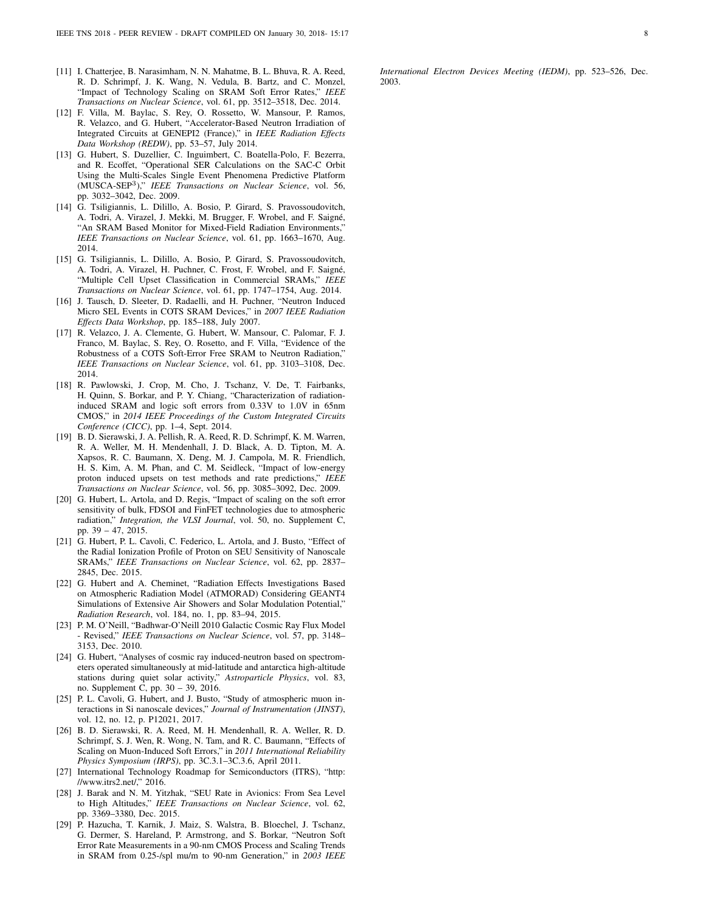- [11] I. Chatterjee, B. Narasimham, N. N. Mahatme, B. L. Bhuva, R. A. Reed, R. D. Schrimpf, J. K. Wang, N. Vedula, B. Bartz, and C. Monzel, "Impact of Technology Scaling on SRAM Soft Error Rates," *IEEE Transactions on Nuclear Science*, vol. 61, pp. 3512–3518, Dec. 2014.
- [12] F. Villa, M. Baylac, S. Rey, O. Rossetto, W. Mansour, P. Ramos, R. Velazco, and G. Hubert, "Accelerator-Based Neutron Irradiation of Integrated Circuits at GENEPI2 (France)," in *IEEE Radiation Effects Data Workshop (REDW)*, pp. 53–57, July 2014.
- [13] G. Hubert, S. Duzellier, C. Inguimbert, C. Boatella-Polo, F. Bezerra, and R. Ecoffet, "Operational SER Calculations on the SAC-C Orbit Using the Multi-Scales Single Event Phenomena Predictive Platform (MUSCA-SEP$^3$)," *IEEE Transactions on Nuclear Science*, vol. 56, pp. 3032–3042, Dec. 2009.
- [14] G. Tsiligiannis, L. Dilillo, A. Bosio, P. Girard, S. Pravossoudovitch, A. Todri, A. Virazel, J. Mekki, M. Brugger, F. Wrobel, and F. Saigné, "An SRAM Based Monitor for Mixed-Field Radiation Environments," *IEEE Transactions on Nuclear Science*, vol. 61, pp. 1663–1670, Aug. 2014.
- [15] G. Tsiligiannis, L. Dilillo, A. Bosio, P. Girard, S. Pravossoudovitch, A. Todri, A. Virazel, H. Puchner, C. Frost, F. Wrobel, and F. Saigné, "Multiple Cell Upset Classification in Commercial SRAMs," *IEEE Transactions on Nuclear Science*, vol. 61, pp. 1747–1754, Aug. 2014.
- [16] J. Tausch, D. Sleeter, D. Radaelli, and H. Puchner, "Neutron Induced Micro SEL Events in COTS SRAM Devices," in *2007 IEEE Radiation Effects Data Workshop*, pp. 185–188, July 2007.
- [17] R. Velazco, J. A. Clemente, G. Hubert, W. Mansour, C. Palomar, F. J. Franco, M. Baylac, S. Rey, O. Rosetto, and F. Villa, "Evidence of the Robustness of a COTS Soft-Error Free SRAM to Neutron Radiation," *IEEE Transactions on Nuclear Science*, vol. 61, pp. 3103–3108, Dec. 2014.
- [18] R. Pawlowski, J. Crop, M. Cho, J. Tschanz, V. De, T. Fairbanks, H. Quinn, S. Borkar, and P. Y. Chiang, "Characterization of radiation-induced SRAM and logic soft errors from 0.33V to 1.0V in 65nm CMOS," in *2014 IEEE Proceedings of the Custom Integrated Circuits Conference (CICC)*, pp. 1–4, Sept. 2014.
- [19] B. D. Sierawski, J. A. Pellish, R. A. Reed, R. D. Schrimpf, K. M. Warren, R. A. Weller, M. H. Mendenhall, J. D. Black, A. D. Tipton, M. A. Xapsos, R. C. Baumann, X. Deng, M. J. Campola, M. R. Friendlich, H. S. Kim, A. M. Phan, and C. M. Seidleck, "Impact of low-energy proton induced upsets on test methods and rate predictions," *IEEE Transactions on Nuclear Science*, vol. 56, pp. 3085–3092, Dec. 2009.
- [20] G. Hubert, L. Artola, and D. Regis, "Impact of scaling on the soft error sensitivity of bulk, FDSOI and FinFET technologies due to atmospheric radiation," *Integration, the VLSI Journal*, vol. 50, no. Supplement C, pp. 39 – 47, 2015.
- [21] G. Hubert, P. L. Cavoli, C. Federico, L. Artola, and J. Busto, "Effect of the Radial Ionization Profile of Proton on SEU Sensitivity of Nanoscale SRAMs," *IEEE Transactions on Nuclear Science*, vol. 62, pp. 2837–2845, Dec. 2015.
- [22] G. Hubert and A. Cheminet, "Radiation Effects Investigations Based on Atmospheric Radiation Model (ATMORAD) Considering GEANT4 Simulations of Extensive Air Showers and Solar Modulation Potential," *Radiation Research*, vol. 184, no. 1, pp. 83–94, 2015.
- [23] P. M. O'Neill, "Badhwar-O'Neill 2010 Galactic Cosmic Ray Flux Model - Revised," *IEEE Transactions on Nuclear Science*, vol. 57, pp. 3148–3153, Dec. 2010.
- [24] G. Hubert, "Analyses of cosmic ray induced-neutron based on spectrometers operated simultaneously at mid-latitude and antarctica high-altitude stations during quiet solar activity," *Astroparticle Physics*, vol. 83, no. Supplement C, pp. 30 – 39, 2016.
- [25] P. L. Cavoli, G. Hubert, and J. Busto, "Study of atmospheric muon interactions in Si nanoscale devices," *Journal of Instrumentation (JINST)*, vol. 12, no. 12, p. P12021, 2017.
- [26] B. D. Sierawski, R. A. Reed, M. H. Mendenhall, R. A. Weller, R. D. Schrimpf, S. J. Wen, R. Wong, N. Tam, and R. C. Baumann, "Effects of Scaling on Muon-Induced Soft Errors," in *2011 International Reliability Physics Symposium (IRPS)*, pp. 3C.3.1–3C.3.6, April 2011.
- [27] International Technology Roadmap for Semiconductors (ITRS), "http://www.itrs2.net/," 2016.
- [28] J. Barak and N. M. Yitzhak, "SEU Rate in Avionics: From Sea Level to High Altitudes," *IEEE Transactions on Nuclear Science*, vol. 62, pp. 3369–3380, Dec. 2015.
- [29] P. Hazucha, T. Karnik, J. Maiz, S. Walstra, B. Bloechel, J. Tschanz, G. Dermer, S. Hareland, P. Armstrong, and S. Borkar, "Neutron Soft Error Rate Measurements in a 90-nm CMOS Process and Scaling Trends in SRAM from 0.25-/spl mu/m to 90-nm Generation," in *2003 IEEE International Electron Devices Meeting (IEDM)*, pp. 523–526, Dec. 2003.